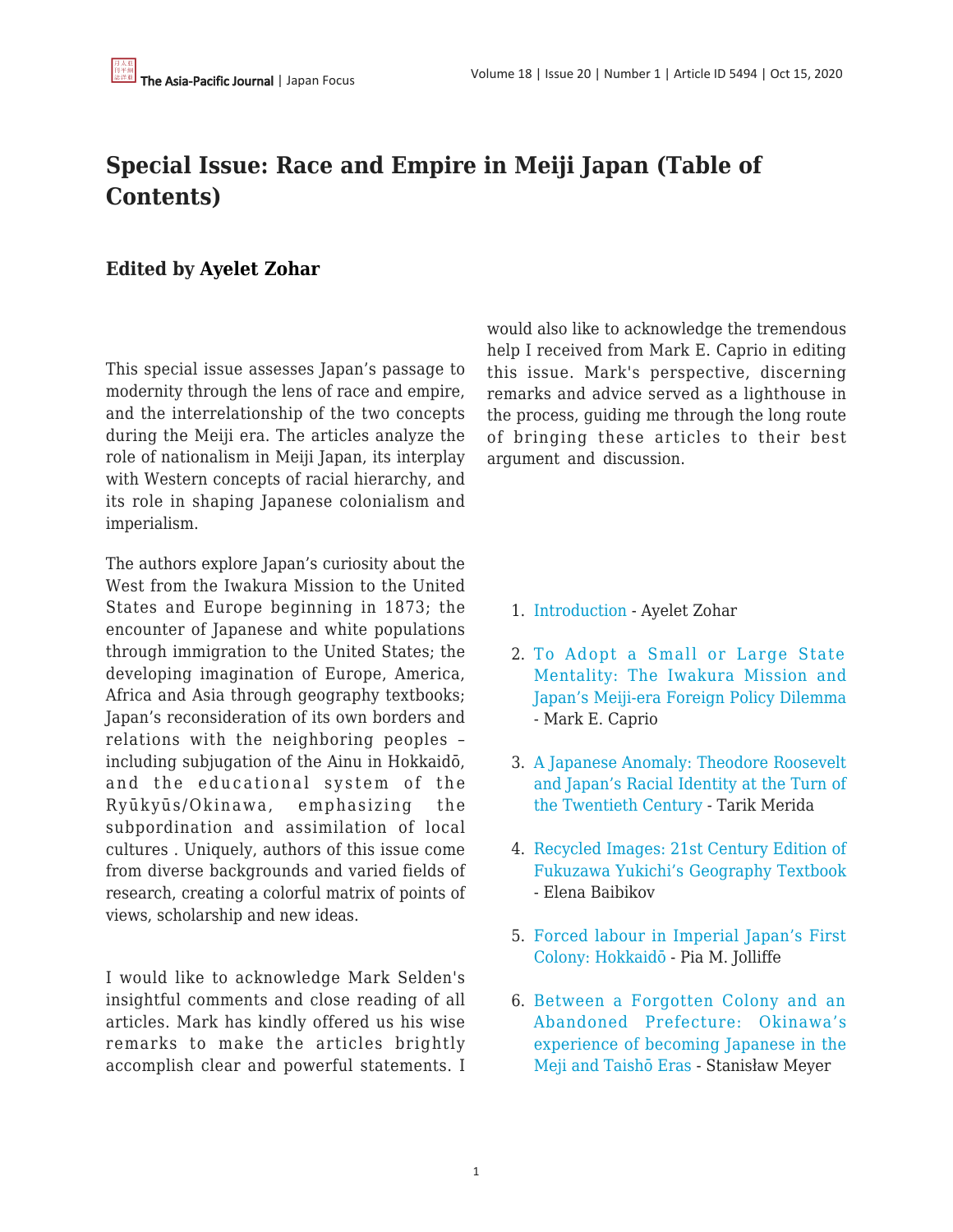# Special Issue: Race and Empire in Meiji Japan (Table of Contents)

## Edited by Ayelet Zohar

This special issue assesses Japan's passage to modernity through the lens of race and empire, and the interrelationship of the two concepts during the Meiji era. The articles analyze the role of nationalism in Meiji Japan, its interplay with Western concepts of racial hierarchy, and its role in shaping Japanese colonialism and imperialism.

The authors explore Japan's curiosity about the West from the Iwakura Mission to the United States and Europe beginning in 1873; the encounter of Japanese and white populations through immigration to the United States; the developing imagination of Europe, America, Africa and Asia through geography textbooks; Japan's reconsideration of its own borders and relations with the neighboring peoples – including subjugation of the Ainu in Hokkaidō, and the educational system of the Ryūkyūs/Okinawa, emphasizing the subpordination and assimilation of local cultures . Uniquely, authors of this issue come from diverse backgrounds and varied fields of research, creating a colorful matrix of points of views, scholarship and new ideas.

I would like to acknowledge Mark Selden's insightful comments and close reading of all articles. Mark has kindly offered us his wise remarks to make the articles brightly accomplish clear and powerful statements. I would also like to acknowledge the tremendous help I received from Mark E. Caprio in editing this issue. Mark's perspective, discerning remarks and advice served as a lighthouse in the process, guiding me through the long route of bringing these articles to their best argument and discussion.

1. Introduction - Ayelet Zohar
2. To Adopt a Small or Large State Mentality: The Iwakura Mission and Japan's Meiji-era Foreign Policy Dilemma - Mark E. Caprio
3. A Japanese Anomaly: Theodore Roosevelt and Japan's Racial Identity at the Turn of the Twentieth Century - Tarik Merida
4. Recycled Images: 21st Century Edition of Fukuzawa Yukichi's Geography Textbook - Elena Baibikov
5. Forced labour in Imperial Japan's First Colony: Hokkaidō - Pia M. Jolliffe
6. Between a Forgotten Colony and an Abandoned Prefecture: Okinawa's experience of becoming Japanese in the Meji and Taishō Eras - Stanisław Meyer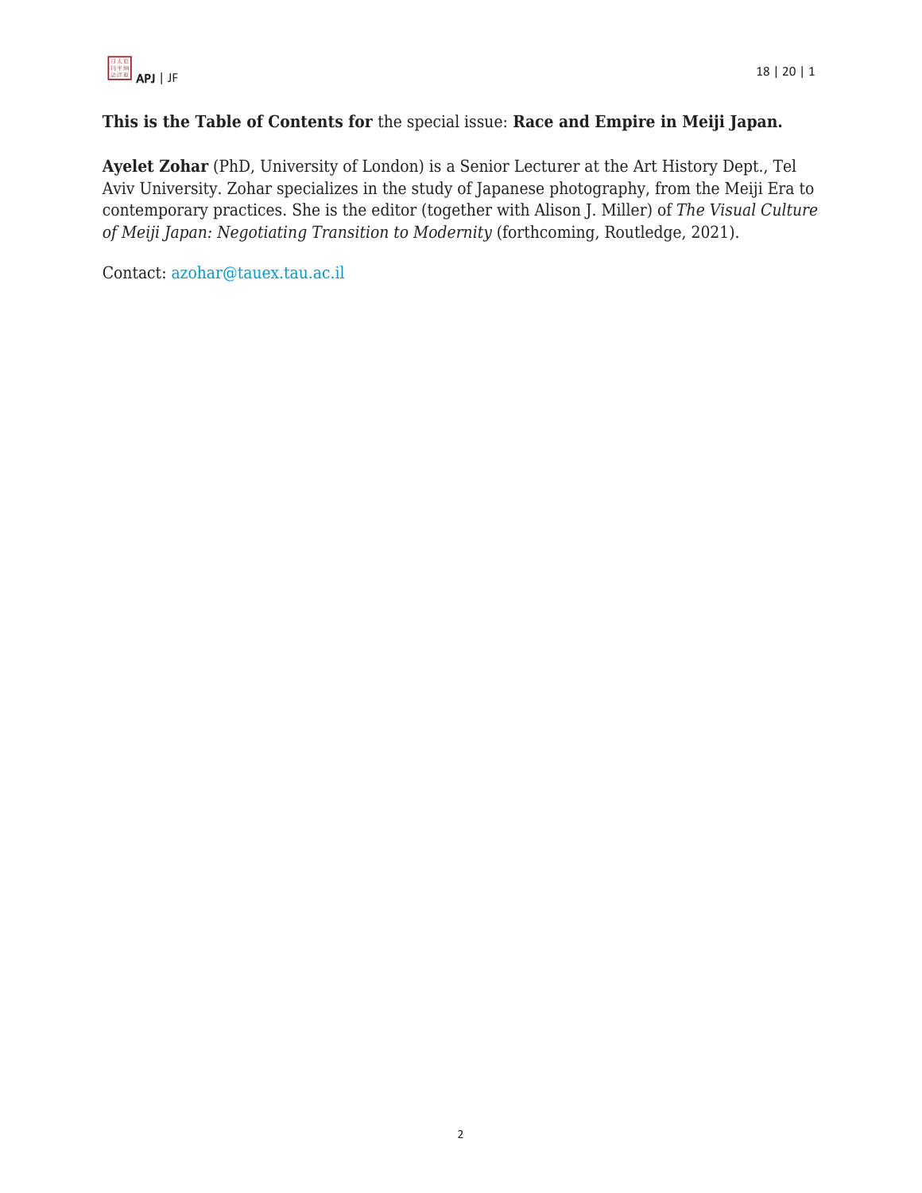**This is the Table of Contents for** the special issue: **Race and Empire in Meiji Japan.**

**Ayelet Zohar** (PhD, University of London) is a Senior Lecturer at the Art History Dept., Tel Aviv University. Zohar specializes in the study of Japanese photography, from the Meiji Era to contemporary practices. She is the editor (together with Alison J. Miller) of *The Visual Culture of Meiji Japan: Negotiating Transition to Modernity* (forthcoming, Routledge, 2021).

Contact: azohar@tauex.tau.ac.il